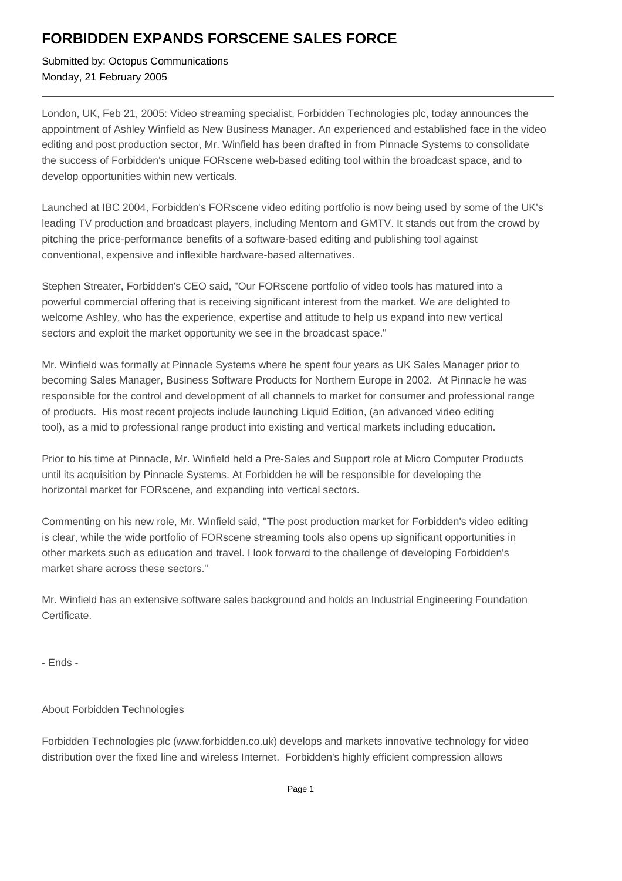# FORBIDDEN EXPANDS FORSCENE SALES FORCE

Submitted by: Octopus Communications
Monday, 21 February 2005

---

London, UK, Feb 21, 2005: Video streaming specialist, Forbidden Technologies plc, today announces the appointment of Ashley Winfield as New Business Manager. An experienced and established face in the video editing and post production sector, Mr. Winfield has been drafted in from Pinnacle Systems to consolidate the success of Forbidden's unique FORscene web-based editing tool within the broadcast space, and to develop opportunities within new verticals.

Launched at IBC 2004, Forbidden's FORscene video editing portfolio is now being used by some of the UK's leading TV production and broadcast players, including Mentorn and GMTV. It stands out from the crowd by pitching the price-performance benefits of a software-based editing and publishing tool against conventional, expensive and inflexible hardware-based alternatives.

Stephen Streater, Forbidden's CEO said, "Our FORscene portfolio of video tools has matured into a powerful commercial offering that is receiving significant interest from the market. We are delighted to welcome Ashley, who has the experience, expertise and attitude to help us expand into new vertical sectors and exploit the market opportunity we see in the broadcast space."

Mr. Winfield was formally at Pinnacle Systems where he spent four years as UK Sales Manager prior to becoming Sales Manager, Business Software Products for Northern Europe in 2002. At Pinnacle he was responsible for the control and development of all channels to market for consumer and professional range of products. His most recent projects include launching Liquid Edition, (an advanced video editing tool), as a mid to professional range product into existing and vertical markets including education.

Prior to his time at Pinnacle, Mr. Winfield held a Pre-Sales and Support role at Micro Computer Products until its acquisition by Pinnacle Systems. At Forbidden he will be responsible for developing the horizontal market for FORscene, and expanding into vertical sectors.

Commenting on his new role, Mr. Winfield said, "The post production market for Forbidden's video editing is clear, while the wide portfolio of FORscene streaming tools also opens up significant opportunities in other markets such as education and travel. I look forward to the challenge of developing Forbidden's market share across these sectors."

Mr. Winfield has an extensive software sales background and holds an Industrial Engineering Foundation Certificate.

- Ends -

About Forbidden Technologies

Forbidden Technologies plc (www.forbidden.co.uk) develops and markets innovative technology for video distribution over the fixed line and wireless Internet. Forbidden's highly efficient compression allows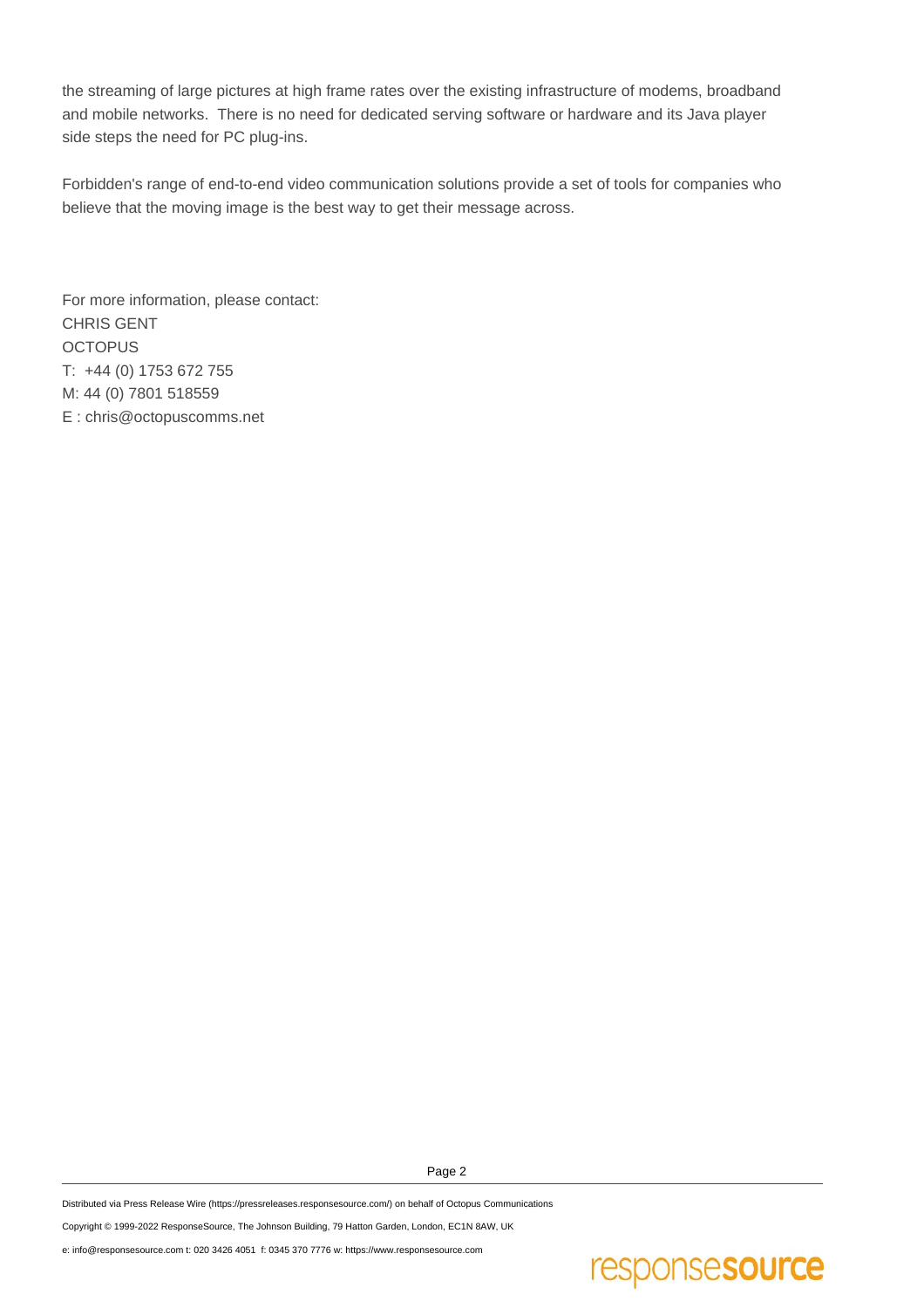the streaming of large pictures at high frame rates over the existing infrastructure of modems, broadband and mobile networks. There is no need for dedicated serving software or hardware and its Java player side steps the need for PC plug-ins.

Forbidden's range of end-to-end video communication solutions provide a set of tools for companies who believe that the moving image is the best way to get their message across.

For more information, please contact:
CHRIS GENT
OCTOPUS
T: +44 (0) 1753 672 755
M: 44 (0) 7801 518559
E : chris@octopuscomms.net

Distributed via Press Release Wire (https://pressreleases.responsesource.com/) on behalf of Octopus Communications

Copyright © 1999-2022 ResponseSource, The Johnson Building, 79 Hatton Garden, London, EC1N 8AW, UK

e: info@responsesource.com t: 020 3426 4051 f: 0345 370 7776 w: https://www.responsesource.com